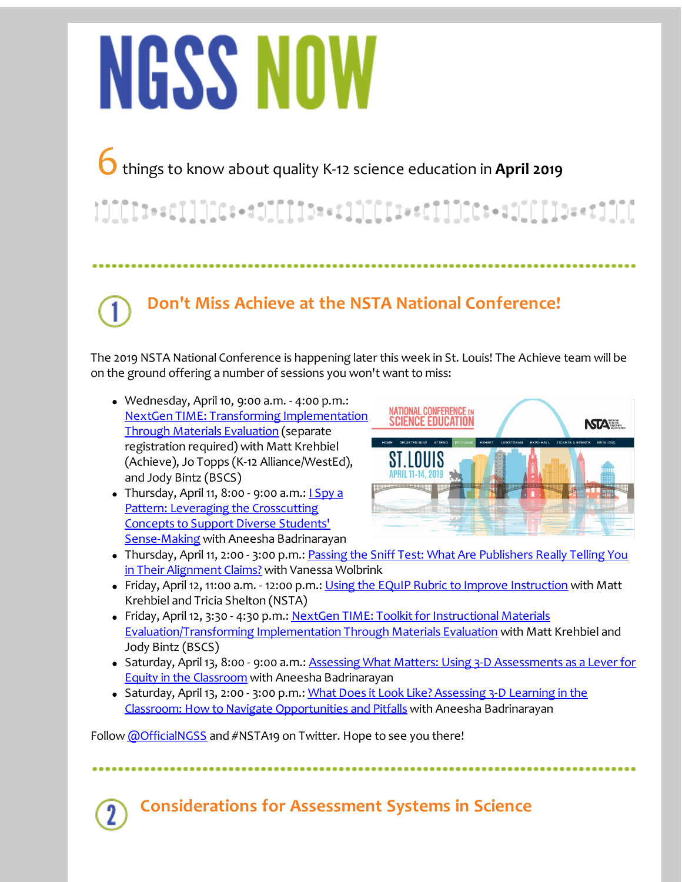# NGSS NOW

6 things to know about quality K-12 science education in **April 2019**

## 1 Don't Miss Achieve at the NSTA National Conference!

The 2019 NSTA National Conference is happening later this week in St. Louis! The Achieve team will be on the ground offering a number of sessions you won't want to miss:

- Wednesday, April 10, 9:00 a.m. - 4:00 p.m.: NextGen TIME: Transforming Implementation Through Materials Evaluation (separate registration required) with Matt Krehbiel (Achieve), Jo Topps (K-12 Alliance/WestEd), and Jody Bintz (BSCS)
- Thursday, April 11, 8:00 - 9:00 a.m.: I Spy a Pattern: Leveraging the Crosscutting Concepts to Support Diverse Students' Sense-Making with Aneesha Badrinarayan
- Thursday, April 11, 2:00 - 3:00 p.m.: Passing the Sniff Test: What Are Publishers Really Telling You in Their Alignment Claims? with Vanessa Wolbrink
- Friday, April 12, 11:00 a.m. - 12:00 p.m.: Using the EQuIP Rubric to Improve Instruction with Matt Krehbiel and Tricia Shelton (NSTA)
- Friday, April 12, 3:30 - 4:30 p.m.: NextGen TIME: Toolkit for Instructional Materials Evaluation/Transforming Implementation Through Materials Evaluation with Matt Krehbiel and Jody Bintz (BSCS)
- Saturday, April 13, 8:00 - 9:00 a.m.: Assessing What Matters: Using 3-D Assessments as a Lever for Equity in the Classroom with Aneesha Badrinarayan
- Saturday, April 13, 2:00 - 3:00 p.m.: What Does it Look Like? Assessing 3-D Learning in the Classroom: How to Navigate Opportunities and Pitfalls with Aneesha Badrinarayan

Follow @OfficialNGSS and #NSTA19 on Twitter. Hope to see you there!

## 2 Considerations for Assessment Systems in Science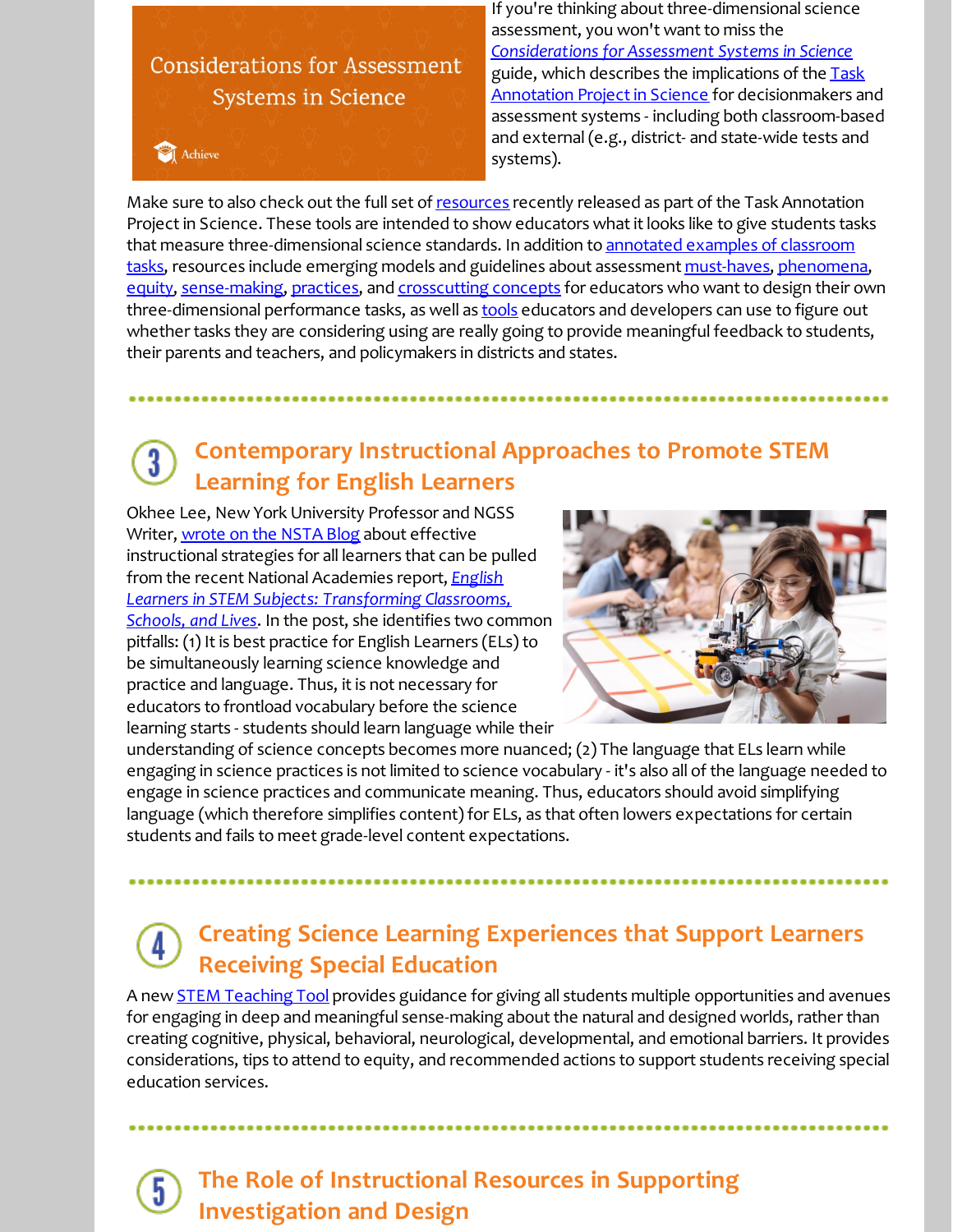Considerations for Assessment Systems in Science

Achieve

If you're thinking about three-dimensional science assessment, you won't want to miss the *Considerations for Assessment Systems in Science* guide, which describes the implications of the Task Annotation Project in Science for decisionmakers and assessment systems - including both classroom-based and external (e.g., district- and state-wide tests and systems).

Make sure to also check out the full set of resources recently released as part of the Task Annotation Project in Science. These tools are intended to show educators what it looks like to give students tasks that measure three-dimensional science standards. In addition to annotated examples of classroom tasks, resources include emerging models and guidelines about assessment must-haves, phenomena, equity, sense-making, practices, and crosscutting concepts for educators who want to design their own three-dimensional performance tasks, as well as tools educators and developers can use to figure out whether tasks they are considering using are really going to provide meaningful feedback to students, their parents and teachers, and policymakers in districts and states.

## 3 Contemporary Instructional Approaches to Promote STEM Learning for English Learners

Okhee Lee, New York University Professor and NGSS Writer, wrote on the NSTA Blog about effective instructional strategies for all learners that can be pulled from the recent National Academies report, *English Learners in STEM Subjects: Transforming Classrooms, Schools, and Lives*. In the post, she identifies two common pitfalls: (1) It is best practice for English Learners (ELs) to be simultaneously learning science knowledge and practice and language. Thus, it is not necessary for educators to frontload vocabulary before the science learning starts - students should learn language while their understanding of science concepts becomes more nuanced; (2) The language that ELs learn while engaging in science practices is not limited to science vocabulary - it's also all of the language needed to engage in science practices and communicate meaning. Thus, educators should avoid simplifying language (which therefore simplifies content) for ELs, as that often lowers expectations for certain students and fails to meet grade-level content expectations.

## 4 Creating Science Learning Experiences that Support Learners Receiving Special Education

A new STEM Teaching Tool provides guidance for giving all students multiple opportunities and avenues for engaging in deep and meaningful sense-making about the natural and designed worlds, rather than creating cognitive, physical, behavioral, neurological, developmental, and emotional barriers. It provides considerations, tips to attend to equity, and recommended actions to support students receiving special education services.

## 5 The Role of Instructional Resources in Supporting Investigation and Design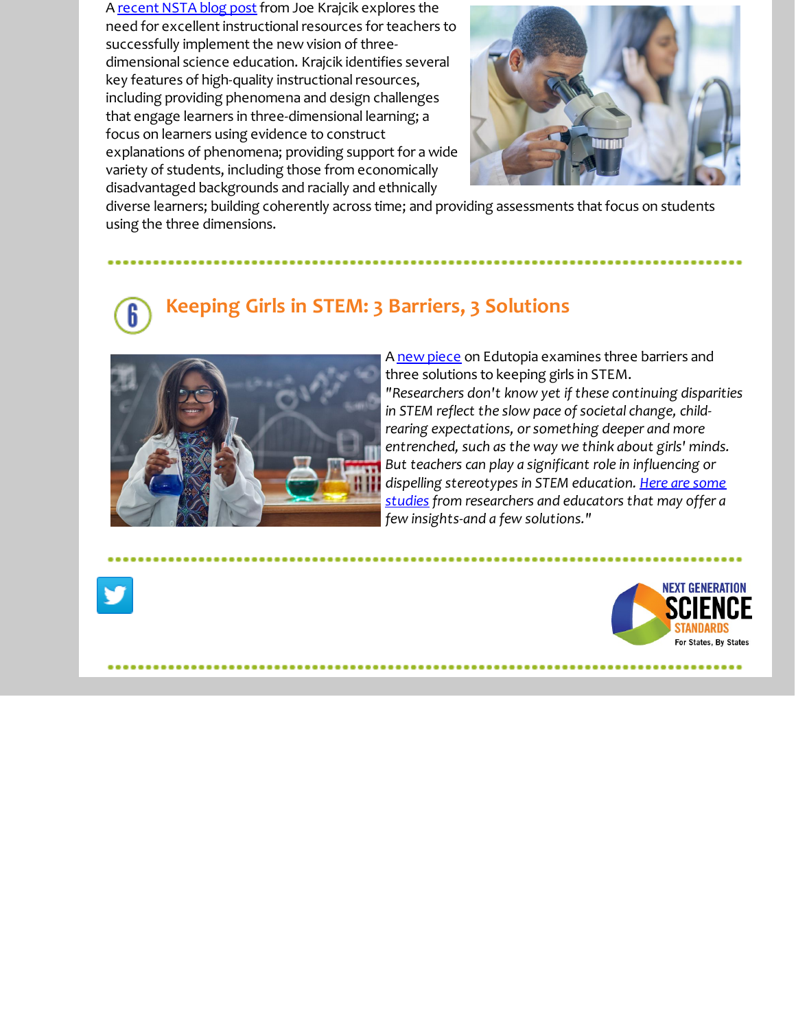A recent NSTA blog post from Joe Krajcik explores the need for excellent instructional resources for teachers to successfully implement the new vision of three-dimensional science education. Krajcik identifies several key features of high-quality instructional resources, including providing phenomena and design challenges that engage learners in three-dimensional learning; a focus on learners using evidence to construct explanations of phenomena; providing support for a wide variety of students, including those from economically disadvantaged backgrounds and racially and ethnically diverse learners; building coherently across time; and providing assessments that focus on students using the three dimensions.

## 6 Keeping Girls in STEM: 3 Barriers, 3 Solutions

A new piece on Edutopia examines three barriers and three solutions to keeping girls in STEM. *"Researchers don't know yet if these continuing disparities in STEM reflect the slow pace of societal change, child-rearing expectations, or something deeper and more entrenched, such as the way we think about girls' minds. But teachers can play a significant role in influencing or dispelling stereotypes in STEM education. Here are some studies from researchers and educators that may offer a few insights-and a few solutions."*

NEXT GENERATION SCIENCE STANDARDS
For States, By States